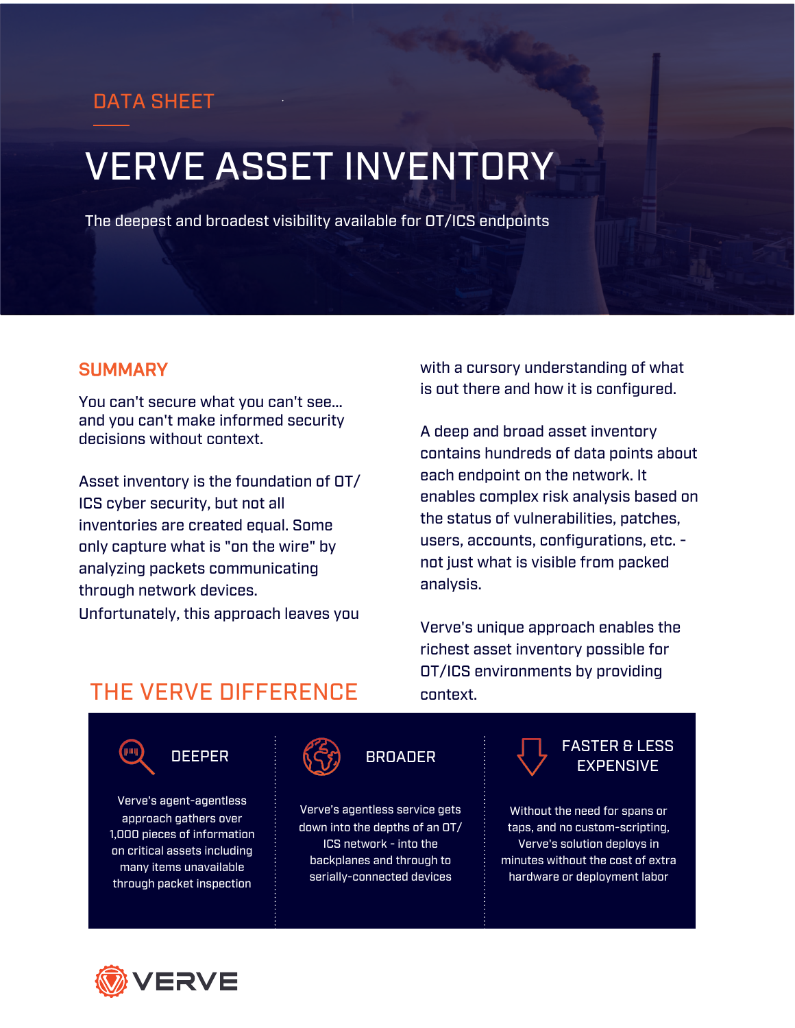DATA SHEET

# VERVE ASSET INVENTORY

The deepest and broadest visibility available for OT/ICS endpoints

## SUMMARY

You can't secure what you can't see... and you can't make informed security decisions without context.

Asset inventory is the foundation of OT/ ICS cyber security, but not all inventories are created equal. Some only capture what is "on the wire" by analyzing packets communicating through network devices. Unfortunately, this approach leaves you with a cursory understanding of what is out there and how it is configured.

A deep and broad asset inventory contains hundreds of data points about each endpoint on the network. It enables complex risk analysis based on the status of vulnerabilities, patches, users, accounts, configurations, etc. - not just what is visible from packed analysis.

Verve's unique approach enables the richest asset inventory possible for OT/ICS environments by providing context.

## THE VERVE DIFFERENCE

### DEEPER

Verve's agent-agentless approach gathers over 1,000 pieces of information on critical assets including many items unavailable through packet inspection

### BROADER

Verve's agentless service gets down into the depths of an OT/ ICS network - into the backplanes and through to serially-connected devices

### FASTER & LESS EXPENSIVE

Without the need for spans or taps, and no custom-scripting, Verve's solution deploys in minutes without the cost of extra hardware or deployment labor

VERVE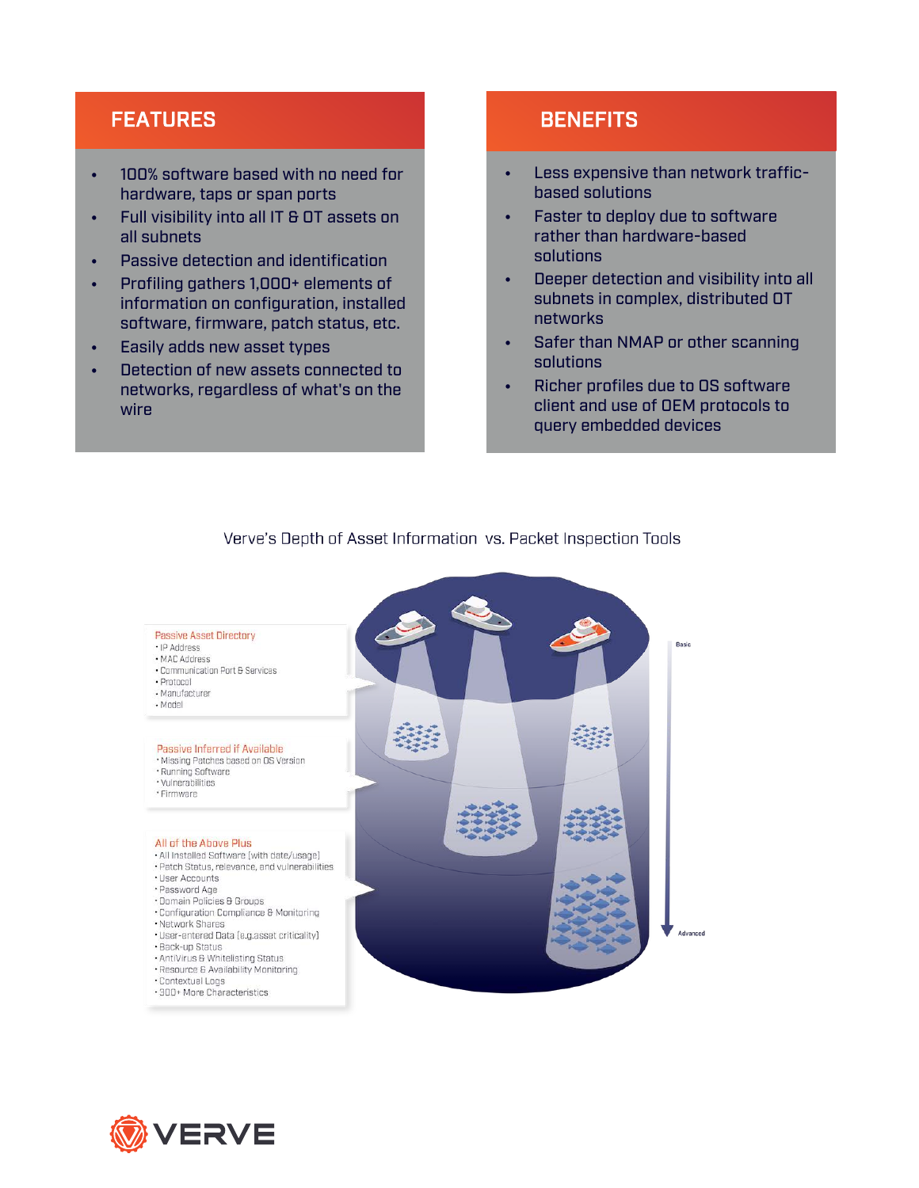## FEATURES

- 100% software based with no need for hardware, taps or span ports
- Full visibility into all IT & OT assets on all subnets
- Passive detection and identification
- Profiling gathers 1,000+ elements of information on configuration, installed software, firmware, patch status, etc.
- Easily adds new asset types
- Detection of new assets connected to networks, regardless of what's on the wire

## BENEFITS

- Less expensive than network traffic-based solutions
- Faster to deploy due to software rather than hardware-based solutions
- Deeper detection and visibility into all subnets in complex, distributed OT networks
- Safer than NMAP or other scanning solutions
- Richer profiles due to OS software client and use of OEM protocols to query embedded devices

Verve's Depth of Asset Information vs. Packet Inspection Tools

**Passive Asset Directory**
- IP Address
- MAC Address
- Communication Port & Services
- Protocol
- Manufacturer
- Model

**Passive Inferred if Available**
- Missing Patches based on OS Version
- Running Software
- Vulnerabilities
- Firmware

**All of the Above Plus**
- All Installed Software (with date/usage)
- Patch Status, relevance, and vulnerabilities
- User Accounts
- Password Age
- Domain Policies & Groups
- Configuration Compliance & Monitoring
- Network Shares
- User-entered Data (e.g.asset criticality)
- Back-up Status
- AntiVirus & Whitelisting Status
- Resource & Availability Monitoring
- Contextual Logs
- 300+ More Characteristics

Basic

Advanced

VERVE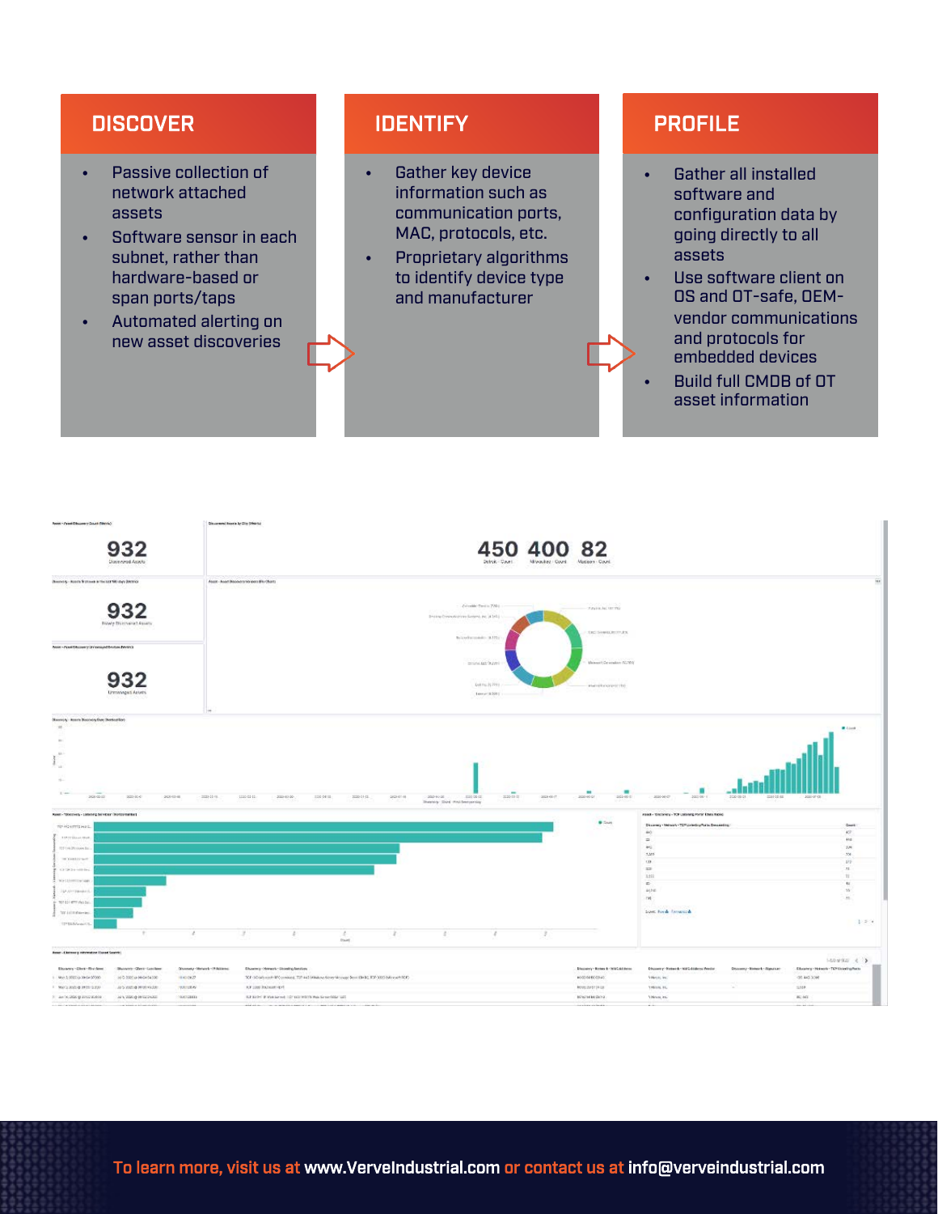## DISCOVER

- Passive collection of network attached assets
- Software sensor in each subnet, rather than hardware-based or span ports/taps
- Automated alerting on new asset discoveries

## IDENTIFY

- Gather key device information such as communication ports, MAC, protocols, etc.
- Proprietary algorithms to identify device type and manufacturer

## PROFILE

- Gather all installed software and configuration data by going directly to all assets
- Use software client on OS and OT-safe, OEM-vendor communications and protocols for embedded devices
- Build full CMDB of OT asset information

932
Discovered Assets

450 Detroit - Count
400 Milwaukee - Count
82 Madison - Count

932
Newly Discovered Assets

932
Unmanaged Assets

To learn more, visit us at www.VerveIndustrial.com or contact us at info@verveindustrial.com